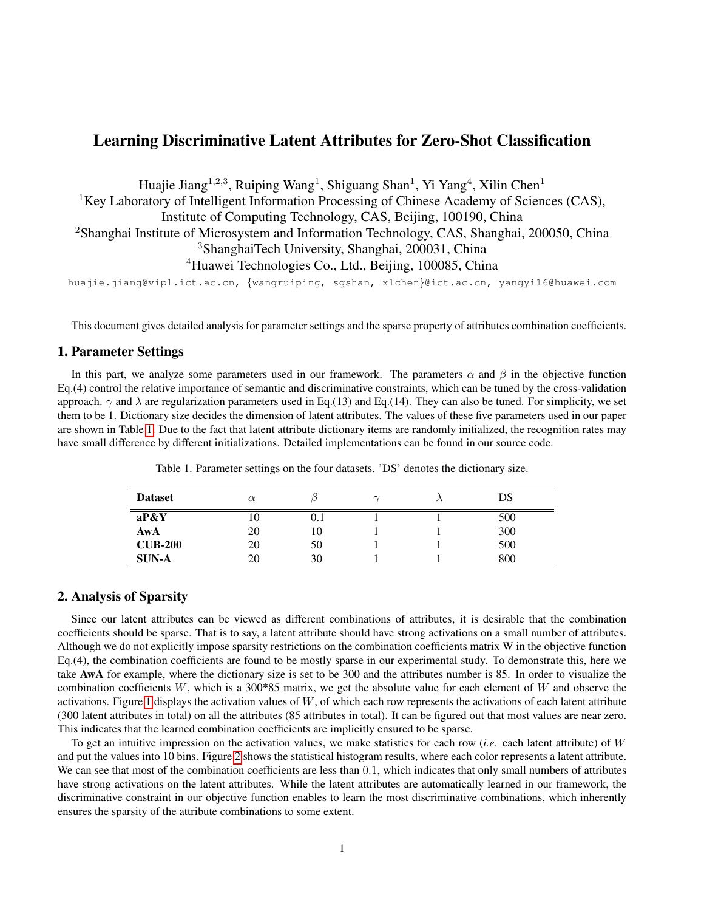# Learning Discriminative Latent Attributes for Zero-Shot Classification

Huajie Jiang[1,2,3], Ruiping Wang[1], Shiguang Shan[1], Yi Yang[4], Xilin Chen[1]

[1]Key Laboratory of Intelligent Information Processing of Chinese Academy of Sciences (CAS), Institute of Computing Technology, CAS, Beijing, 100190, China

[2]Shanghai Institute of Microsystem and Information Technology, CAS, Shanghai, 200050, China

[3]ShanghaiTech University, Shanghai, 200031, China

[4]Huawei Technologies Co., Ltd., Beijing, 100085, China

huajie.jiang@vipl.ict.ac.cn, {wangruiping, sgshan, xlchen}@ict.ac.cn, yangyi16@huawei.com

This document gives detailed analysis for parameter settings and the sparse property of attributes combination coefficients.

## 1. Parameter Settings

In this part, we analyze some parameters used in our framework. The parameters $\alpha$ and $\beta$ in the objective function Eq.(4) control the relative importance of semantic and discriminative constraints, which can be tuned by the cross-validation approach. $\gamma$ and $\lambda$ are regularization parameters used in Eq.(13) and Eq.(14). They can also be tuned. For simplicity, we set them to be 1. Dictionary size decides the dimension of latent attributes. The values of these five parameters used in our paper are shown in Table 1. Due to the fact that latent attribute dictionary items are randomly initialized, the recognition rates may have small difference by different initializations. Detailed implementations can be found in our source code.

Table 1. Parameter settings on the four datasets. 'DS' denotes the dictionary size.

| Dataset | $\alpha$ | $\beta$ | $\gamma$ | $\lambda$ | DS |
|---|---|---|---|---|---|
| **aP&Y** | 10 | 0.1 | 1 | 1 | 500 |
| **AwA** | 20 | 10 | 1 | 1 | 300 |
| **CUB-200** | 20 | 50 | 1 | 1 | 500 |
| **SUN-A** | 20 | 30 | 1 | 1 | 800 |

## 2. Analysis of Sparsity

Since our latent attributes can be viewed as different combinations of attributes, it is desirable that the combination coefficients should be sparse. That is to say, a latent attribute should have strong activations on a small number of attributes. Although we do not explicitly impose sparsity restrictions on the combination coefficients matrix W in the objective function Eq.(4), the combination coefficients are found to be mostly sparse in our experimental study. To demonstrate this, here we take **AwA** for example, where the dictionary size is set to be 300 and the attributes number is 85. In order to visualize the combination coefficients $W$, which is a 300*85 matrix, we get the absolute value for each element of $W$ and observe the activations. Figure 1 displays the activation values of $W$, of which each row represents the activations of each latent attribute (300 latent attributes in total) on all the attributes (85 attributes in total). It can be figured out that most values are near zero. This indicates that the learned combination coefficients are implicitly ensured to be sparse.

To get an intuitive impression on the activation values, we make statistics for each row (*i.e.* each latent attribute) of $W$ and put the values into 10 bins. Figure 2 shows the statistical histogram results, where each color represents a latent attribute. We can see that most of the combination coefficients are less than $0.1$, which indicates that only small numbers of attributes have strong activations on the latent attributes. While the latent attributes are automatically learned in our framework, the discriminative constraint in our objective function enables to learn the most discriminative combinations, which inherently ensures the sparsity of the attribute combinations to some extent.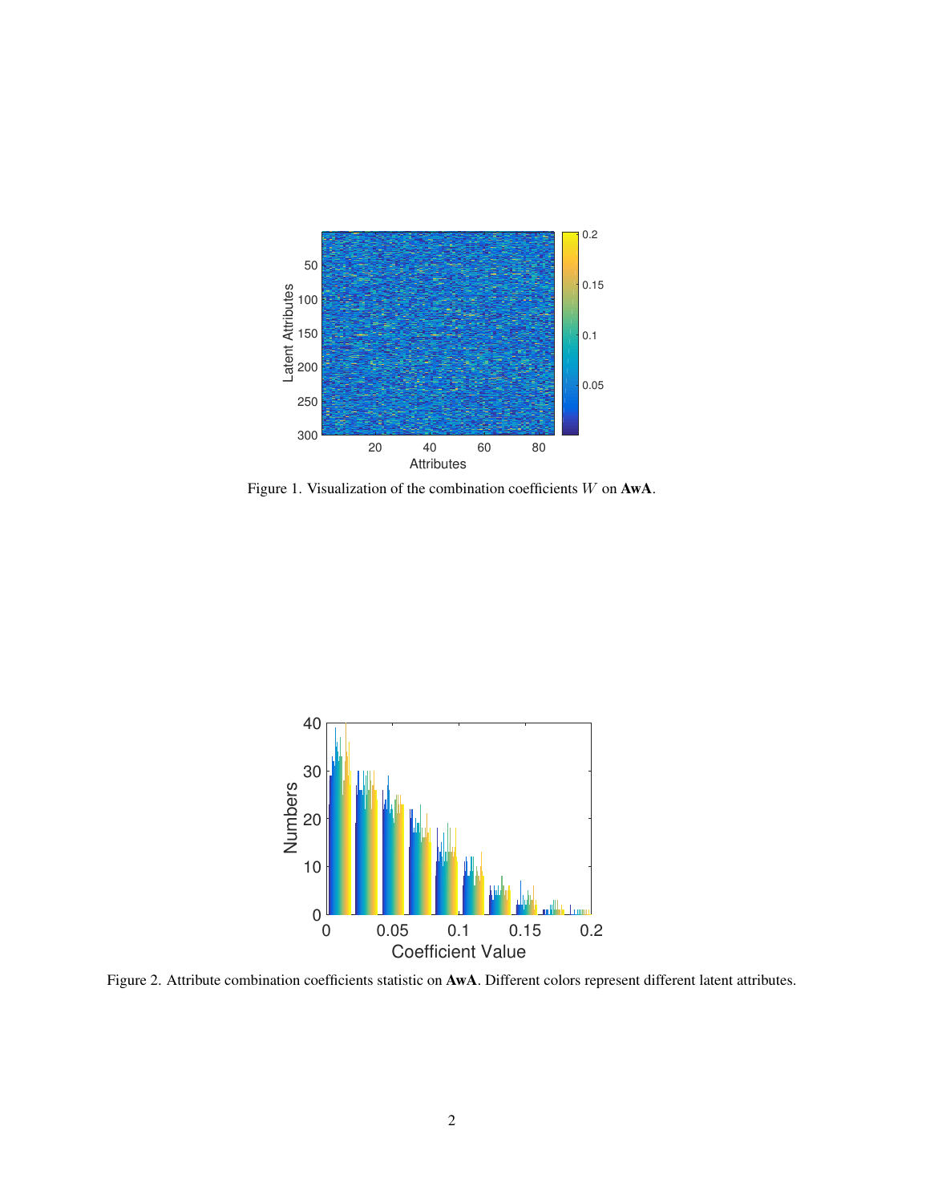Latent Attributes

50

100

150

200

250

300

20

40

60

80

Attributes

0.2

0.15

0.1

0.05

Figure 1. Visualization of the combination coefficients $W$ on **AwA**.

40

30

20

10

0

Numbers

0

0.05

0.1

0.15

0.2

Coefficient Value

Figure 2. Attribute combination coefficients statistic on **AwA**. Different colors represent different latent attributes.